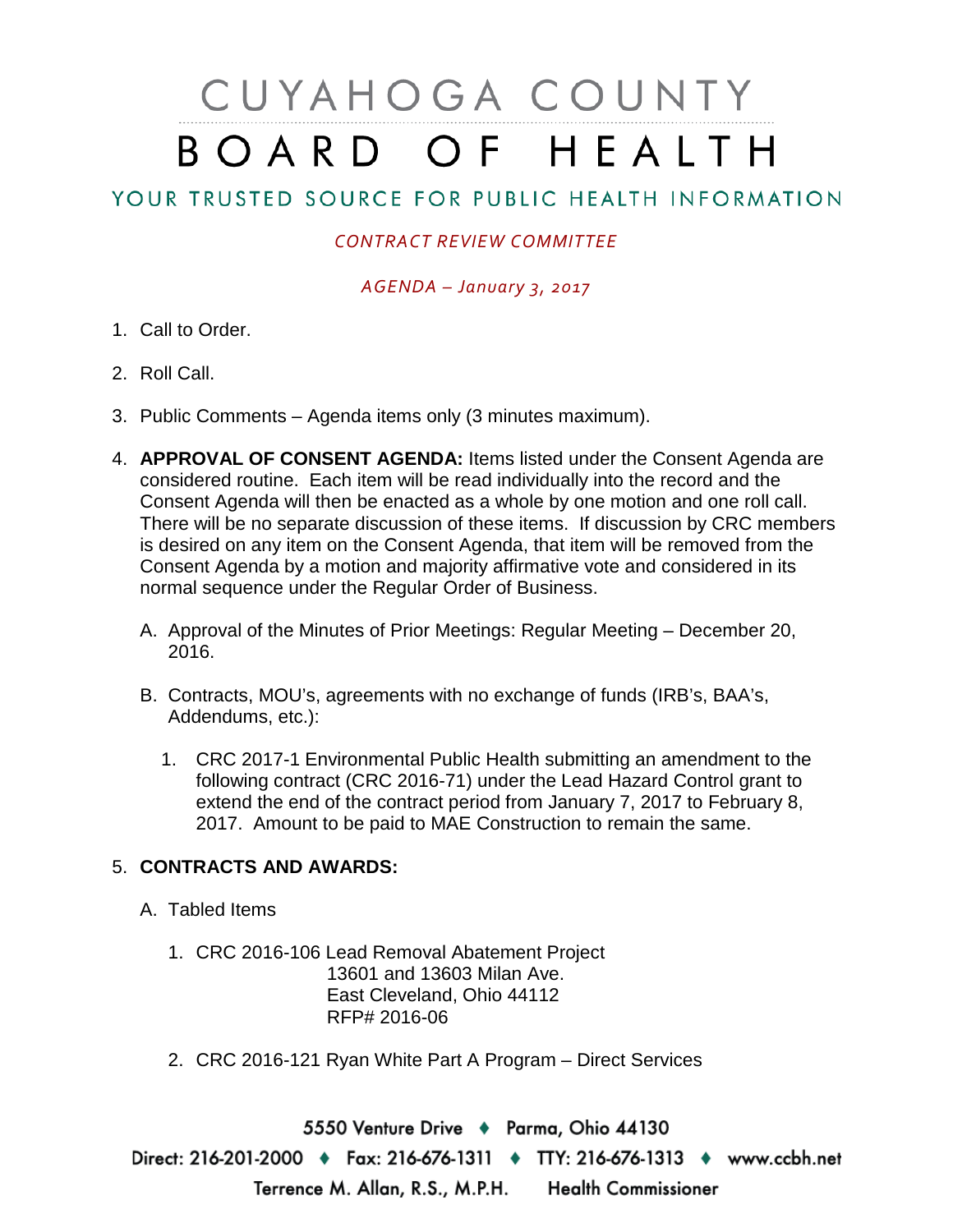# CUYAHOGA COUNTY BOARD OF HEALTH

YOUR TRUSTED SOURCE FOR PUBLIC HEALTH INFORMATION

*CONTRACT REVIEW COMMITTEE*

*AGENDA – January 3, 2017*

1. Call to Order.

2. Roll Call.

3. Public Comments – Agenda items only (3 minutes maximum).

4. **APPROVAL OF CONSENT AGENDA:** Items listed under the Consent Agenda are considered routine. Each item will be read individually into the record and the Consent Agenda will then be enacted as a whole by one motion and one roll call. There will be no separate discussion of these items. If discussion by CRC members is desired on any item on the Consent Agenda, that item will be removed from the Consent Agenda by a motion and majority affirmative vote and considered in its normal sequence under the Regular Order of Business.

   A. Approval of the Minutes of Prior Meetings: Regular Meeting – December 20, 2016.

   B. Contracts, MOU's, agreements with no exchange of funds (IRB's, BAA's, Addendums, etc.):

      1. CRC 2017-1 Environmental Public Health submitting an amendment to the following contract (CRC 2016-71) under the Lead Hazard Control grant to extend the end of the contract period from January 7, 2017 to February 8, 2017. Amount to be paid to MAE Construction to remain the same.

5. **CONTRACTS AND AWARDS:**

   A. Tabled Items

      1. CRC 2016-106 Lead Removal Abatement Project
         13601 and 13603 Milan Ave.
         East Cleveland, Ohio 44112
         RFP# 2016-06

      2. CRC 2016-121 Ryan White Part A Program – Direct Services

5550 Venture Drive ♦ Parma, Ohio 44130
Direct: 216-201-2000 ♦ Fax: 216-676-1311 ♦ TTY: 216-676-1313 ♦ www.ccbh.net
Terrence M. Allan, R.S., M.P.H. Health Commissioner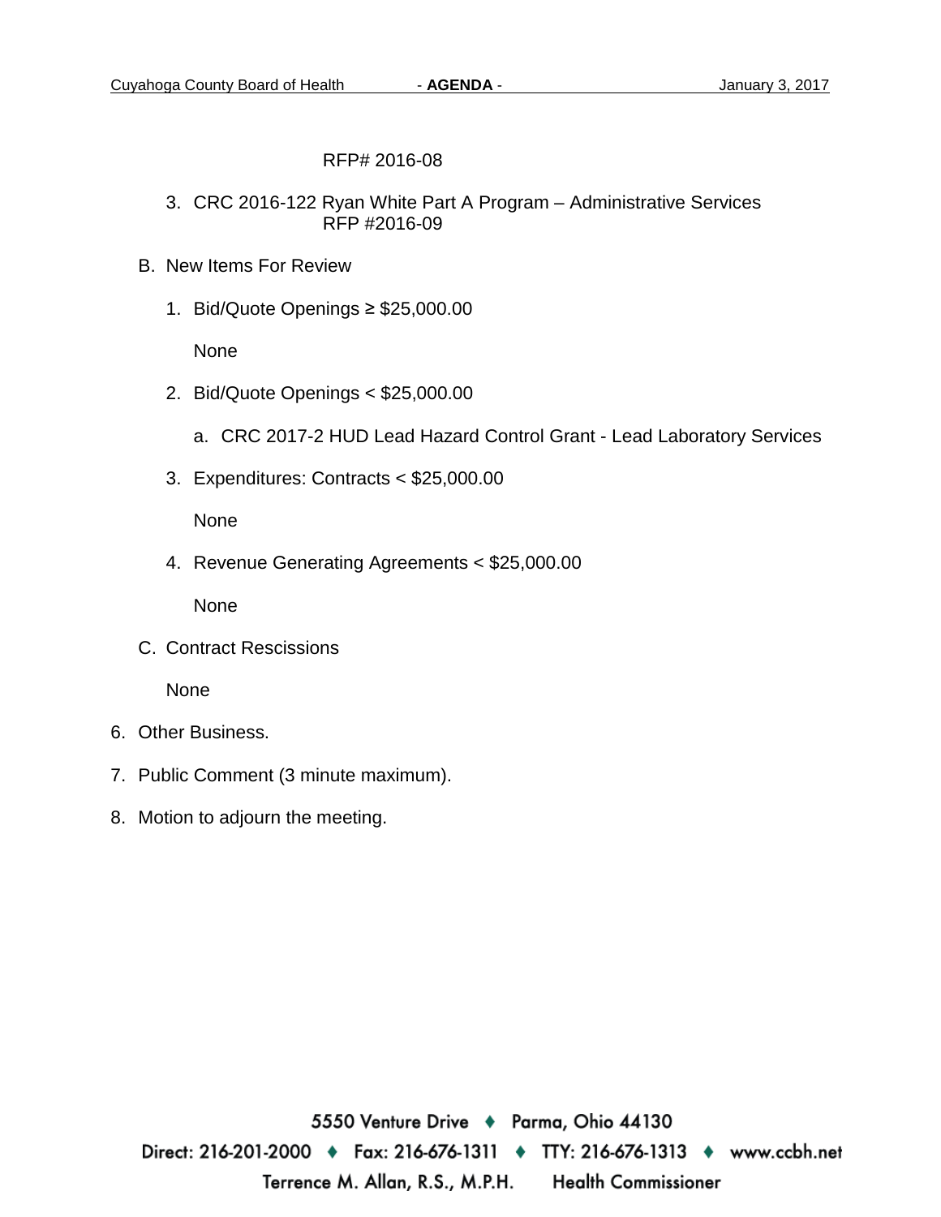RFP# 2016-08

3. CRC 2016-122 Ryan White Part A Program – Administrative Services
   RFP #2016-09

B. New Items For Review

1. Bid/Quote Openings ≥ $25,000.00

   None

2. Bid/Quote Openings < $25,000.00

   a. CRC 2017-2 HUD Lead Hazard Control Grant - Lead Laboratory Services

3. Expenditures: Contracts < $25,000.00

   None

4. Revenue Generating Agreements < $25,000.00

   None

C. Contract Rescissions

   None

6. Other Business.

7. Public Comment (3 minute maximum).

8. Motion to adjourn the meeting.

5550 Venture Drive ♦ Parma, Ohio 44130

Direct: 216-201-2000 ♦ Fax: 216-676-1311 ♦ TTY: 216-676-1313 ♦ www.ccbh.net

Terrence M. Allan, R.S., M.P.H. Health Commissioner